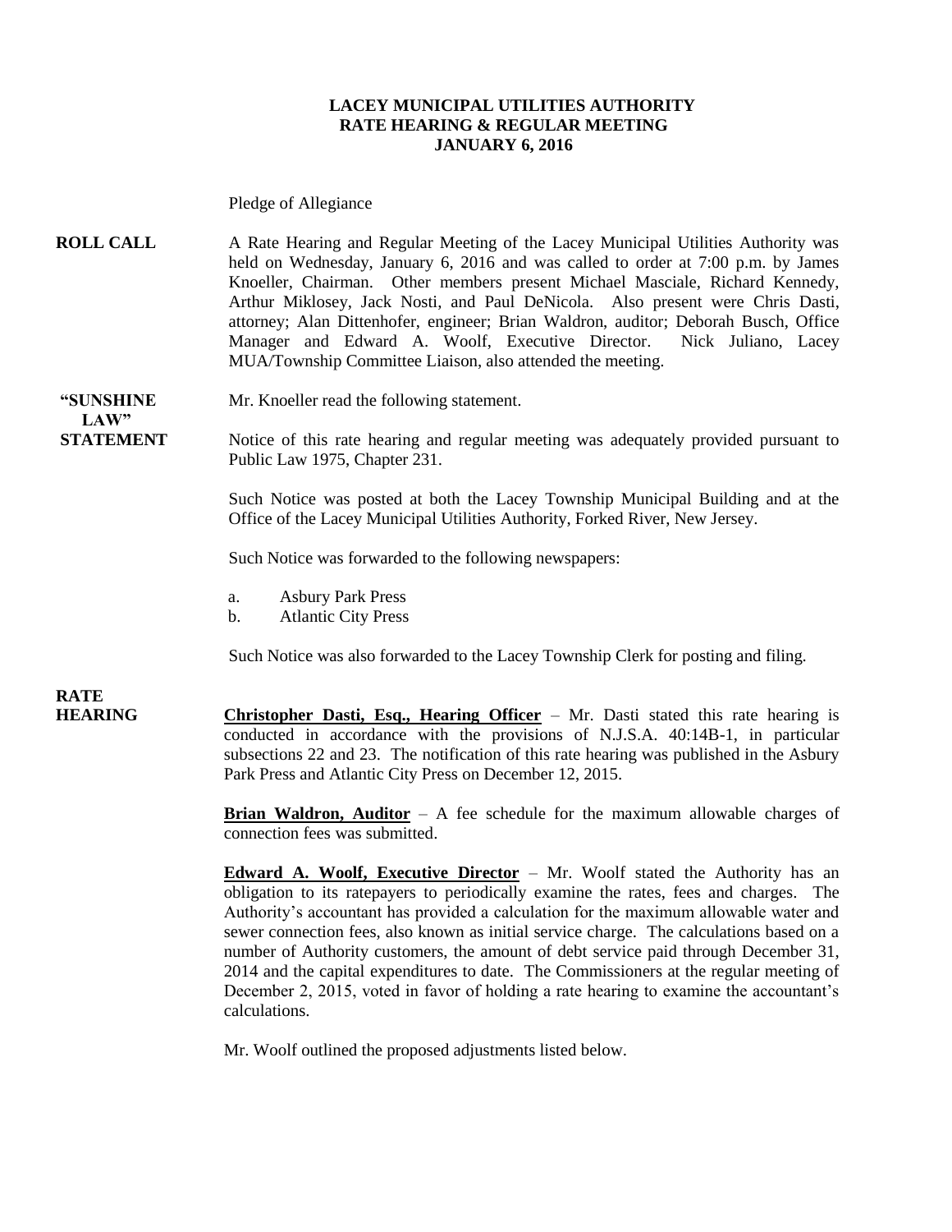**LACEY MUNICIPAL UTILITIES AUTHORITY**
**RATE HEARING & REGULAR MEETING**
**JANUARY 6, 2016**

Pledge of Allegiance

**ROLL CALL** A Rate Hearing and Regular Meeting of the Lacey Municipal Utilities Authority was held on Wednesday, January 6, 2016 and was called to order at 7:00 p.m. by James Knoeller, Chairman. Other members present Michael Masciale, Richard Kennedy, Arthur Miklosey, Jack Nosti, and Paul DeNicola. Also present were Chris Dasti, attorney; Alan Dittenhofer, engineer; Brian Waldron, auditor; Deborah Busch, Office Manager and Edward A. Woolf, Executive Director. Nick Juliano, Lacey MUA/Township Committee Liaison, also attended the meeting.

**"SUNSHINE LAW" STATEMENT** Mr. Knoeller read the following statement.

Notice of this rate hearing and regular meeting was adequately provided pursuant to Public Law 1975, Chapter 231.

Such Notice was posted at both the Lacey Township Municipal Building and at the Office of the Lacey Municipal Utilities Authority, Forked River, New Jersey.

Such Notice was forwarded to the following newspapers:

a. Asbury Park Press
b. Atlantic City Press

Such Notice was also forwarded to the Lacey Township Clerk for posting and filing.

**RATE HEARING** **Christopher Dasti, Esq., Hearing Officer** – Mr. Dasti stated this rate hearing is conducted in accordance with the provisions of N.J.S.A. 40:14B-1, in particular subsections 22 and 23. The notification of this rate hearing was published in the Asbury Park Press and Atlantic City Press on December 12, 2015.

**Brian Waldron, Auditor** – A fee schedule for the maximum allowable charges of connection fees was submitted.

**Edward A. Woolf, Executive Director** – Mr. Woolf stated the Authority has an obligation to its ratepayers to periodically examine the rates, fees and charges. The Authority's accountant has provided a calculation for the maximum allowable water and sewer connection fees, also known as initial service charge. The calculations based on a number of Authority customers, the amount of debt service paid through December 31, 2014 and the capital expenditures to date. The Commissioners at the regular meeting of December 2, 2015, voted in favor of holding a rate hearing to examine the accountant's calculations.

Mr. Woolf outlined the proposed adjustments listed below.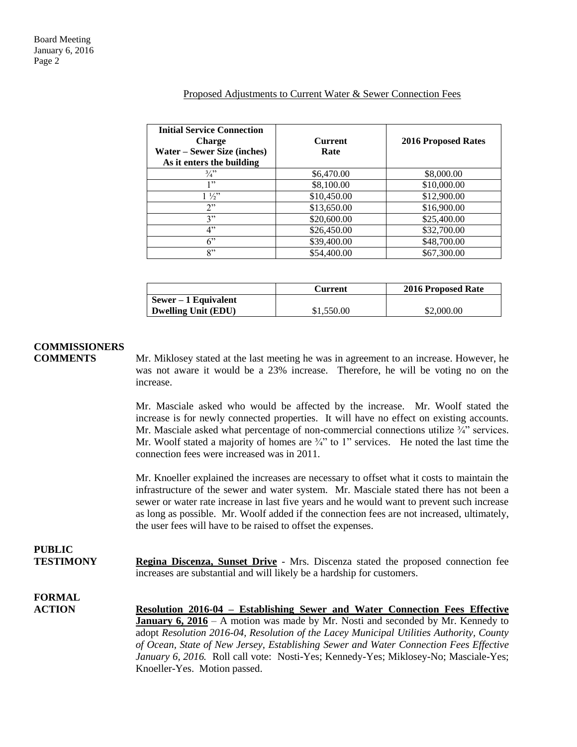Proposed Adjustments to Current Water & Sewer Connection Fees

| Initial Service Connection Charge Water – Sewer Size (inches) As it enters the building | Current Rate | 2016 Proposed Rates |
|---|---|---|
| ¾" | $6,470.00 | $8,000.00 |
| 1" | $8,100.00 | $10,000.00 |
| 1 ½" | $10,450.00 | $12,900.00 |
| 2" | $13,650.00 | $16,900.00 |
| 3" | $20,600.00 | $25,400.00 |
| 4" | $26,450.00 | $32,700.00 |
| 6" | $39,400.00 | $48,700.00 |
| 8" | $54,400.00 | $67,300.00 |

| | Current | 2016 Proposed Rate |
|---|---|---|
| Sewer – 1 Equivalent Dwelling Unit (EDU) | $1,550.00 | $2,000.00 |

**COMMISSIONERS COMMENTS**

Mr. Miklosey stated at the last meeting he was in agreement to an increase. However, he was not aware it would be a 23% increase. Therefore, he will be voting no on the increase.

Mr. Masciale asked who would be affected by the increase. Mr. Woolf stated the increase is for newly connected properties. It will have no effect on existing accounts. Mr. Masciale asked what percentage of non-commercial connections utilize ¾" services. Mr. Woolf stated a majority of homes are ¾" to 1" services. He noted the last time the connection fees were increased was in 2011.

Mr. Knoeller explained the increases are necessary to offset what it costs to maintain the infrastructure of the sewer and water system. Mr. Masciale stated there has not been a sewer or water rate increase in last five years and he would want to prevent such increase as long as possible. Mr. Woolf added if the connection fees are not increased, ultimately, the user fees will have to be raised to offset the expenses.

**PUBLIC TESTIMONY**

**Regina Discenza, Sunset Drive** - Mrs. Discenza stated the proposed connection fee increases are substantial and will likely be a hardship for customers.

**FORMAL ACTION**

**Resolution 2016-04 – Establishing Sewer and Water Connection Fees Effective January 6, 2016** – A motion was made by Mr. Nosti and seconded by Mr. Kennedy to adopt *Resolution 2016-04, Resolution of the Lacey Municipal Utilities Authority, County of Ocean, State of New Jersey, Establishing Sewer and Water Connection Fees Effective January 6, 2016.* Roll call vote: Nosti-Yes; Kennedy-Yes; Miklosey-No; Masciale-Yes; Knoeller-Yes. Motion passed.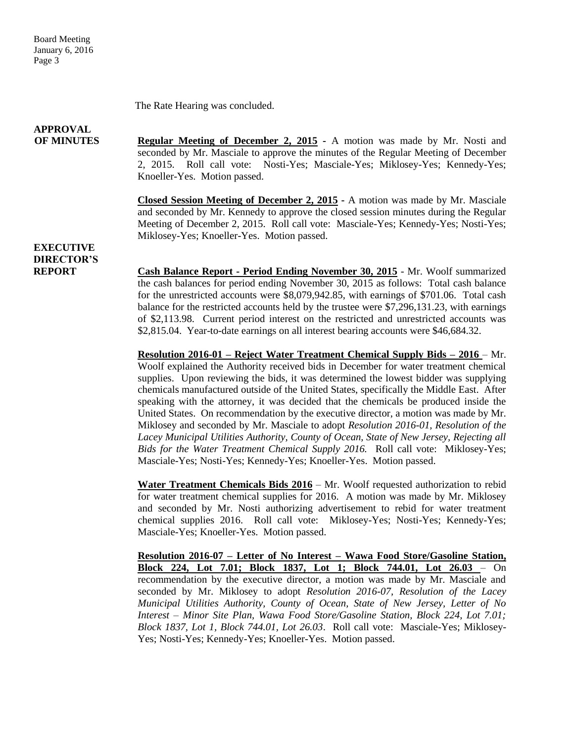The Rate Hearing was concluded.

**APPROVAL OF MINUTES**

**Regular Meeting of December 2, 2015** - A motion was made by Mr. Nosti and seconded by Mr. Masciale to approve the minutes of the Regular Meeting of December 2, 2015. Roll call vote: Nosti-Yes; Masciale-Yes; Miklosey-Yes; Kennedy-Yes; Knoeller-Yes. Motion passed.

**Closed Session Meeting of December 2, 2015** - A motion was made by Mr. Masciale and seconded by Mr. Kennedy to approve the closed session minutes during the Regular Meeting of December 2, 2015. Roll call vote: Masciale-Yes; Kennedy-Yes; Nosti-Yes; Miklosey-Yes; Knoeller-Yes. Motion passed.

**EXECUTIVE DIRECTOR'S REPORT**

**Cash Balance Report - Period Ending November 30, 2015** - Mr. Woolf summarized the cash balances for period ending November 30, 2015 as follows: Total cash balance for the unrestricted accounts were $8,079,942.85, with earnings of $701.06. Total cash balance for the restricted accounts held by the trustee were $7,296,131.23, with earnings of $2,113.98. Current period interest on the restricted and unrestricted accounts was $2,815.04. Year-to-date earnings on all interest bearing accounts were $46,684.32.

**Resolution 2016-01 – Reject Water Treatment Chemical Supply Bids – 2016** – Mr. Woolf explained the Authority received bids in December for water treatment chemical supplies. Upon reviewing the bids, it was determined the lowest bidder was supplying chemicals manufactured outside of the United States, specifically the Middle East. After speaking with the attorney, it was decided that the chemicals be produced inside the United States. On recommendation by the executive director, a motion was made by Mr. Miklosey and seconded by Mr. Masciale to adopt *Resolution 2016-01, Resolution of the Lacey Municipal Utilities Authority, County of Ocean, State of New Jersey, Rejecting all Bids for the Water Treatment Chemical Supply 2016.* Roll call vote: Miklosey-Yes; Masciale-Yes; Nosti-Yes; Kennedy-Yes; Knoeller-Yes. Motion passed.

**Water Treatment Chemicals Bids 2016** – Mr. Woolf requested authorization to rebid for water treatment chemical supplies for 2016. A motion was made by Mr. Miklosey and seconded by Mr. Nosti authorizing advertisement to rebid for water treatment chemical supplies 2016. Roll call vote: Miklosey-Yes; Nosti-Yes; Kennedy-Yes; Masciale-Yes; Knoeller-Yes. Motion passed.

**Resolution 2016-07 – Letter of No Interest – Wawa Food Store/Gasoline Station, Block 224, Lot 7.01; Block 1837, Lot 1; Block 744.01, Lot 26.03** – On recommendation by the executive director, a motion was made by Mr. Masciale and seconded by Mr. Miklosey to adopt *Resolution 2016-07, Resolution of the Lacey Municipal Utilities Authority, County of Ocean, State of New Jersey, Letter of No Interest – Minor Site Plan, Wawa Food Store/Gasoline Station, Block 224, Lot 7.01; Block 1837, Lot 1, Block 744.01, Lot 26.03*. Roll call vote: Masciale-Yes; Miklosey-Yes; Nosti-Yes; Kennedy-Yes; Knoeller-Yes. Motion passed.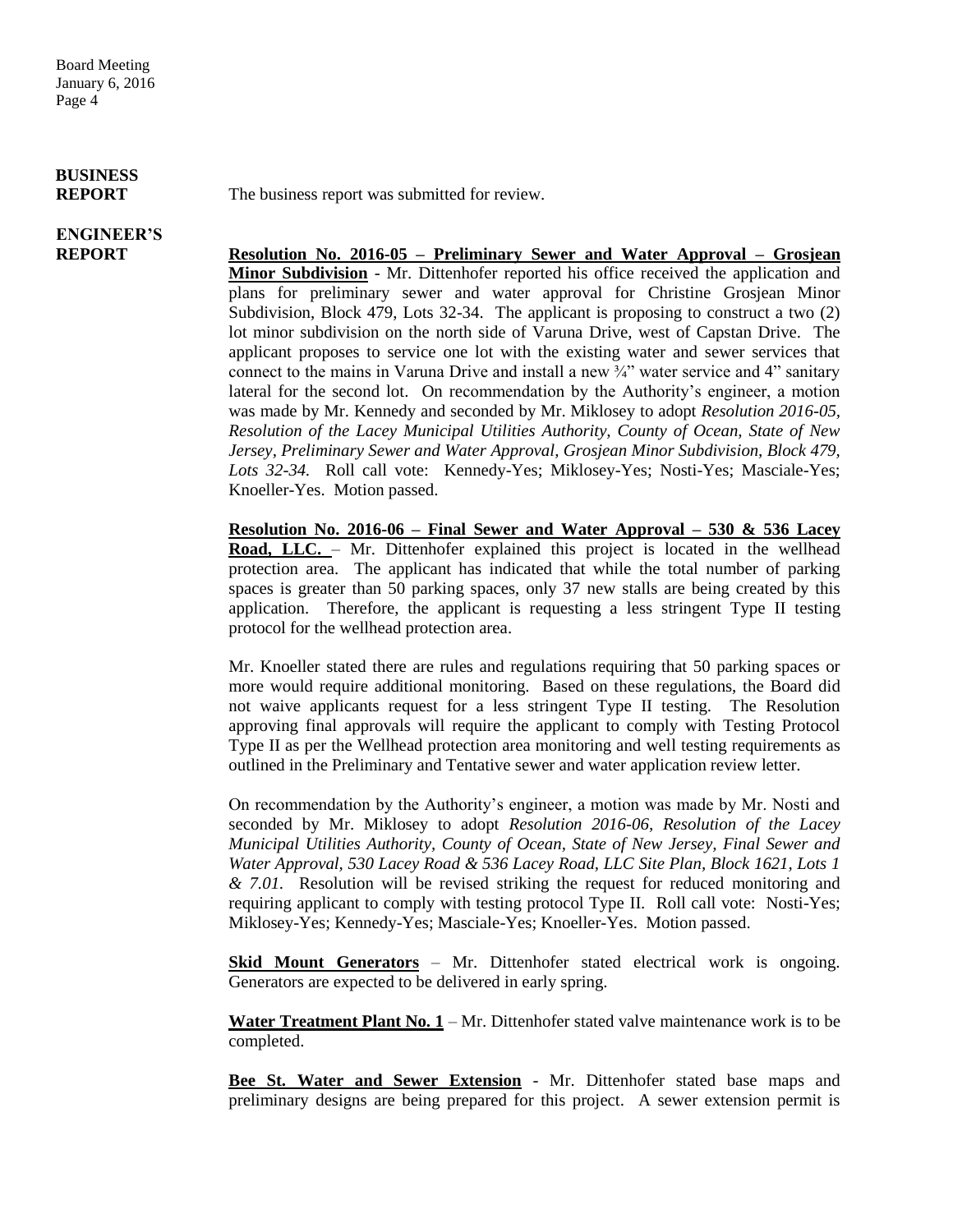**BUSINESS REPORT**

The business report was submitted for review.

**ENGINEER'S REPORT**

**Resolution No. 2016-05 – Preliminary Sewer and Water Approval – Grosjean Minor Subdivision** - Mr. Dittenhofer reported his office received the application and plans for preliminary sewer and water approval for Christine Grosjean Minor Subdivision, Block 479, Lots 32-34. The applicant is proposing to construct a two (2) lot minor subdivision on the north side of Varuna Drive, west of Capstan Drive. The applicant proposes to service one lot with the existing water and sewer services that connect to the mains in Varuna Drive and install a new ¾" water service and 4" sanitary lateral for the second lot. On recommendation by the Authority's engineer, a motion was made by Mr. Kennedy and seconded by Mr. Miklosey to adopt *Resolution 2016-05, Resolution of the Lacey Municipal Utilities Authority, County of Ocean, State of New Jersey, Preliminary Sewer and Water Approval, Grosjean Minor Subdivision, Block 479, Lots 32-34.* Roll call vote: Kennedy-Yes; Miklosey-Yes; Nosti-Yes; Masciale-Yes; Knoeller-Yes. Motion passed.

**Resolution No. 2016-06 – Final Sewer and Water Approval – 530 & 536 Lacey Road, LLC.** – Mr. Dittenhofer explained this project is located in the wellhead protection area. The applicant has indicated that while the total number of parking spaces is greater than 50 parking spaces, only 37 new stalls are being created by this application. Therefore, the applicant is requesting a less stringent Type II testing protocol for the wellhead protection area.

Mr. Knoeller stated there are rules and regulations requiring that 50 parking spaces or more would require additional monitoring. Based on these regulations, the Board did not waive applicants request for a less stringent Type II testing. The Resolution approving final approvals will require the applicant to comply with Testing Protocol Type II as per the Wellhead protection area monitoring and well testing requirements as outlined in the Preliminary and Tentative sewer and water application review letter.

On recommendation by the Authority's engineer, a motion was made by Mr. Nosti and seconded by Mr. Miklosey to adopt *Resolution 2016-06, Resolution of the Lacey Municipal Utilities Authority, County of Ocean, State of New Jersey, Final Sewer and Water Approval, 530 Lacey Road & 536 Lacey Road, LLC Site Plan, Block 1621, Lots 1 & 7.01.* Resolution will be revised striking the request for reduced monitoring and requiring applicant to comply with testing protocol Type II. Roll call vote: Nosti-Yes; Miklosey-Yes; Kennedy-Yes; Masciale-Yes; Knoeller-Yes. Motion passed.

**Skid Mount Generators** – Mr. Dittenhofer stated electrical work is ongoing. Generators are expected to be delivered in early spring.

**Water Treatment Plant No. 1** – Mr. Dittenhofer stated valve maintenance work is to be completed.

**Bee St. Water and Sewer Extension** - Mr. Dittenhofer stated base maps and preliminary designs are being prepared for this project. A sewer extension permit is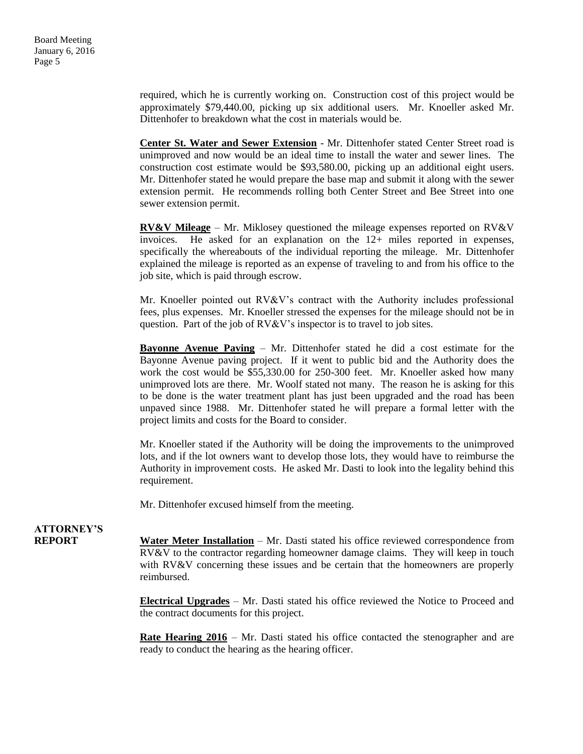required, which he is currently working on. Construction cost of this project would be approximately $79,440.00, picking up six additional users. Mr. Knoeller asked Mr. Dittenhofer to breakdown what the cost in materials would be.

**Center St. Water and Sewer Extension** - Mr. Dittenhofer stated Center Street road is unimproved and now would be an ideal time to install the water and sewer lines. The construction cost estimate would be $93,580.00, picking up an additional eight users. Mr. Dittenhofer stated he would prepare the base map and submit it along with the sewer extension permit. He recommends rolling both Center Street and Bee Street into one sewer extension permit.

**RV&V Mileage** – Mr. Miklosey questioned the mileage expenses reported on RV&V invoices. He asked for an explanation on the 12+ miles reported in expenses, specifically the whereabouts of the individual reporting the mileage. Mr. Dittenhofer explained the mileage is reported as an expense of traveling to and from his office to the job site, which is paid through escrow.

Mr. Knoeller pointed out RV&V's contract with the Authority includes professional fees, plus expenses. Mr. Knoeller stressed the expenses for the mileage should not be in question. Part of the job of RV&V's inspector is to travel to job sites.

**Bayonne Avenue Paving** – Mr. Dittenhofer stated he did a cost estimate for the Bayonne Avenue paving project. If it went to public bid and the Authority does the work the cost would be $55,330.00 for 250-300 feet. Mr. Knoeller asked how many unimproved lots are there. Mr. Woolf stated not many. The reason he is asking for this to be done is the water treatment plant has just been upgraded and the road has been unpaved since 1988. Mr. Dittenhofer stated he will prepare a formal letter with the project limits and costs for the Board to consider.

Mr. Knoeller stated if the Authority will be doing the improvements to the unimproved lots, and if the lot owners want to develop those lots, they would have to reimburse the Authority in improvement costs. He asked Mr. Dasti to look into the legality behind this requirement.

Mr. Dittenhofer excused himself from the meeting.

## ATTORNEY'S REPORT

**Water Meter Installation** – Mr. Dasti stated his office reviewed correspondence from RV&V to the contractor regarding homeowner damage claims. They will keep in touch with RV&V concerning these issues and be certain that the homeowners are properly reimbursed.

**Electrical Upgrades** – Mr. Dasti stated his office reviewed the Notice to Proceed and the contract documents for this project.

**Rate Hearing 2016** – Mr. Dasti stated his office contacted the stenographer and are ready to conduct the hearing as the hearing officer.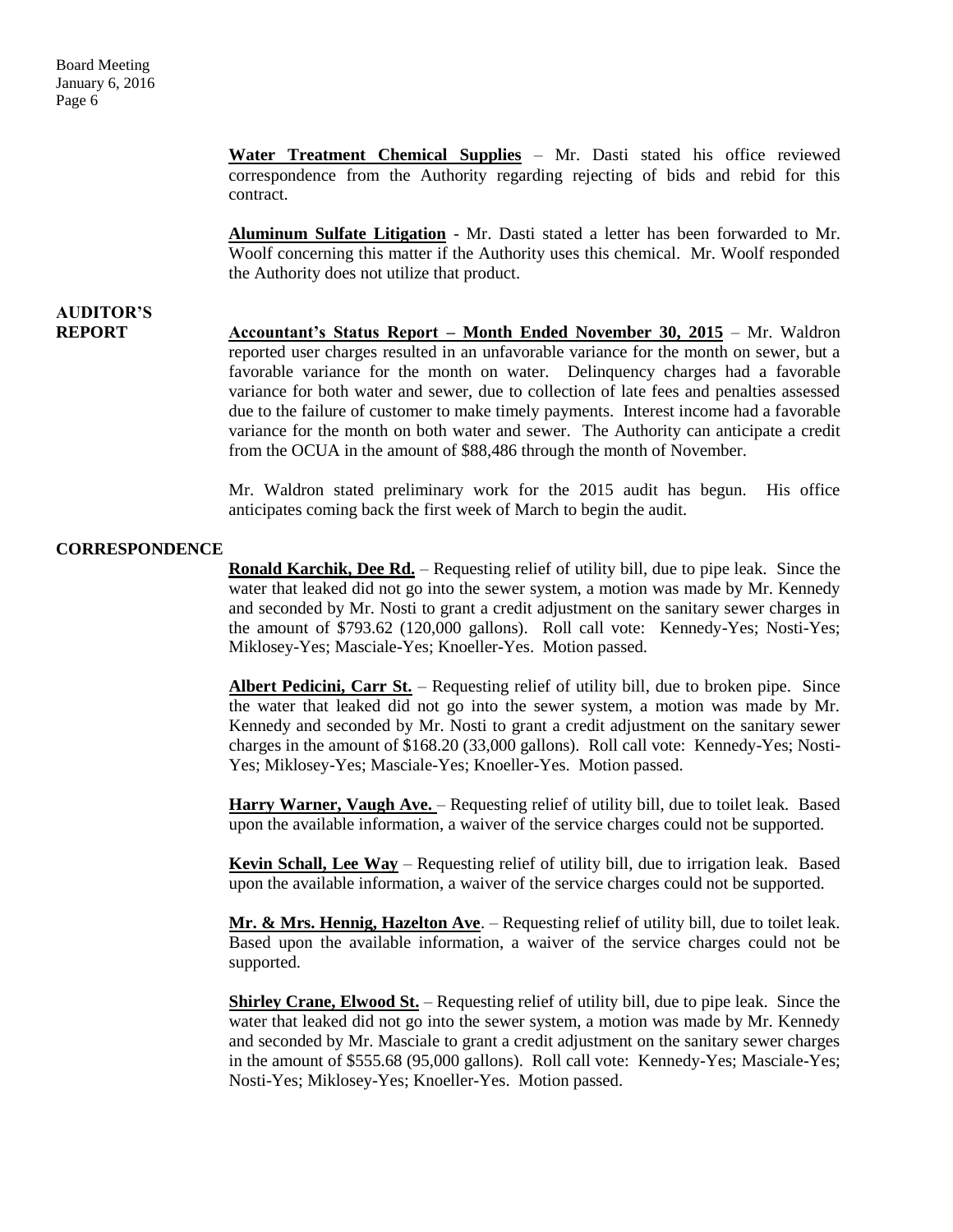**Water Treatment Chemical Supplies** – Mr. Dasti stated his office reviewed correspondence from the Authority regarding rejecting of bids and rebid for this contract.

**Aluminum Sulfate Litigation** - Mr. Dasti stated a letter has been forwarded to Mr. Woolf concerning this matter if the Authority uses this chemical. Mr. Woolf responded the Authority does not utilize that product.

**AUDITOR'S REPORT**

**Accountant's Status Report – Month Ended November 30, 2015** – Mr. Waldron reported user charges resulted in an unfavorable variance for the month on sewer, but a favorable variance for the month on water. Delinquency charges had a favorable variance for both water and sewer, due to collection of late fees and penalties assessed due to the failure of customer to make timely payments. Interest income had a favorable variance for the month on both water and sewer. The Authority can anticipate a credit from the OCUA in the amount of $88,486 through the month of November.

Mr. Waldron stated preliminary work for the 2015 audit has begun. His office anticipates coming back the first week of March to begin the audit.

**CORRESPONDENCE**

**Ronald Karchik, Dee Rd.** – Requesting relief of utility bill, due to pipe leak. Since the water that leaked did not go into the sewer system, a motion was made by Mr. Kennedy and seconded by Mr. Nosti to grant a credit adjustment on the sanitary sewer charges in the amount of $793.62 (120,000 gallons). Roll call vote: Kennedy-Yes; Nosti-Yes; Miklosey-Yes; Masciale-Yes; Knoeller-Yes. Motion passed.

**Albert Pedicini, Carr St.** – Requesting relief of utility bill, due to broken pipe. Since the water that leaked did not go into the sewer system, a motion was made by Mr. Kennedy and seconded by Mr. Nosti to grant a credit adjustment on the sanitary sewer charges in the amount of $168.20 (33,000 gallons). Roll call vote: Kennedy-Yes; Nosti-Yes; Miklosey-Yes; Masciale-Yes; Knoeller-Yes. Motion passed.

**Harry Warner, Vaugh Ave.** – Requesting relief of utility bill, due to toilet leak. Based upon the available information, a waiver of the service charges could not be supported.

**Kevin Schall, Lee Way** – Requesting relief of utility bill, due to irrigation leak. Based upon the available information, a waiver of the service charges could not be supported.

**Mr. & Mrs. Hennig, Hazelton Ave**. – Requesting relief of utility bill, due to toilet leak. Based upon the available information, a waiver of the service charges could not be supported.

**Shirley Crane, Elwood St.** – Requesting relief of utility bill, due to pipe leak. Since the water that leaked did not go into the sewer system, a motion was made by Mr. Kennedy and seconded by Mr. Masciale to grant a credit adjustment on the sanitary sewer charges in the amount of $555.68 (95,000 gallons). Roll call vote: Kennedy-Yes; Masciale-Yes; Nosti-Yes; Miklosey-Yes; Knoeller-Yes. Motion passed.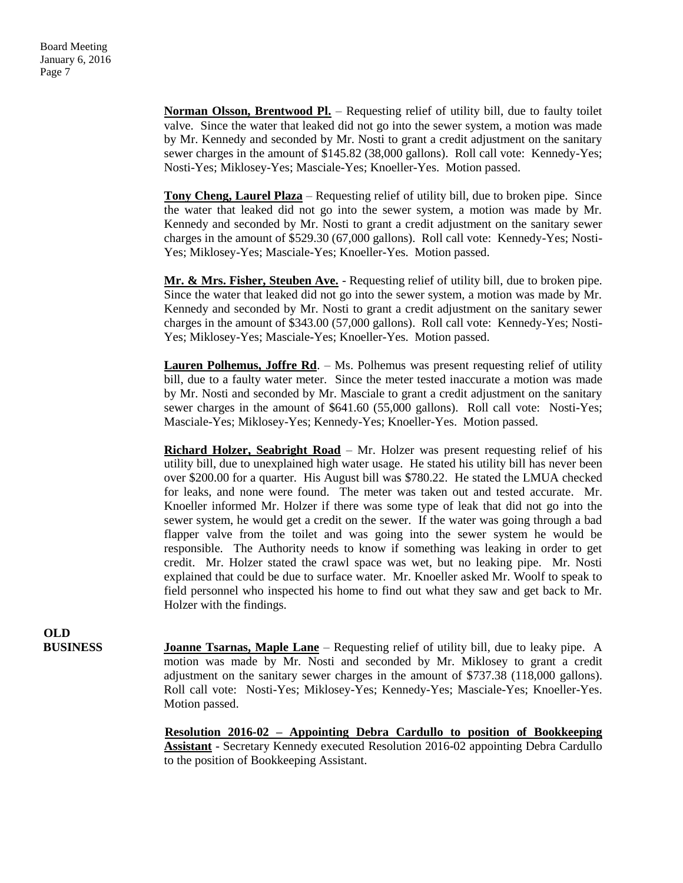**Norman Olsson, Brentwood Pl.** – Requesting relief of utility bill, due to faulty toilet valve. Since the water that leaked did not go into the sewer system, a motion was made by Mr. Kennedy and seconded by Mr. Nosti to grant a credit adjustment on the sanitary sewer charges in the amount of $145.82 (38,000 gallons). Roll call vote: Kennedy-Yes; Nosti-Yes; Miklosey-Yes; Masciale-Yes; Knoeller-Yes. Motion passed.

**Tony Cheng, Laurel Plaza** – Requesting relief of utility bill, due to broken pipe. Since the water that leaked did not go into the sewer system, a motion was made by Mr. Kennedy and seconded by Mr. Nosti to grant a credit adjustment on the sanitary sewer charges in the amount of $529.30 (67,000 gallons). Roll call vote: Kennedy-Yes; Nosti-Yes; Miklosey-Yes; Masciale-Yes; Knoeller-Yes. Motion passed.

**Mr. & Mrs. Fisher, Steuben Ave.** - Requesting relief of utility bill, due to broken pipe. Since the water that leaked did not go into the sewer system, a motion was made by Mr. Kennedy and seconded by Mr. Nosti to grant a credit adjustment on the sanitary sewer charges in the amount of $343.00 (57,000 gallons). Roll call vote: Kennedy-Yes; Nosti-Yes; Miklosey-Yes; Masciale-Yes; Knoeller-Yes. Motion passed.

**Lauren Polhemus, Joffre Rd**. – Ms. Polhemus was present requesting relief of utility bill, due to a faulty water meter. Since the meter tested inaccurate a motion was made by Mr. Nosti and seconded by Mr. Masciale to grant a credit adjustment on the sanitary sewer charges in the amount of $641.60 (55,000 gallons). Roll call vote: Nosti-Yes; Masciale-Yes; Miklosey-Yes; Kennedy-Yes; Knoeller-Yes. Motion passed.

**Richard Holzer, Seabright Road** – Mr. Holzer was present requesting relief of his utility bill, due to unexplained high water usage. He stated his utility bill has never been over $200.00 for a quarter. His August bill was $780.22. He stated the LMUA checked for leaks, and none were found. The meter was taken out and tested accurate. Mr. Knoeller informed Mr. Holzer if there was some type of leak that did not go into the sewer system, he would get a credit on the sewer. If the water was going through a bad flapper valve from the toilet and was going into the sewer system he would be responsible. The Authority needs to know if something was leaking in order to get credit. Mr. Holzer stated the crawl space was wet, but no leaking pipe. Mr. Nosti explained that could be due to surface water. Mr. Knoeller asked Mr. Woolf to speak to field personnel who inspected his home to find out what they saw and get back to Mr. Holzer with the findings.

## OLD BUSINESS

**Joanne Tsarnas, Maple Lane** – Requesting relief of utility bill, due to leaky pipe. A motion was made by Mr. Nosti and seconded by Mr. Miklosey to grant a credit adjustment on the sanitary sewer charges in the amount of $737.38 (118,000 gallons). Roll call vote: Nosti-Yes; Miklosey-Yes; Kennedy-Yes; Masciale-Yes; Knoeller-Yes. Motion passed.

**Resolution 2016-02 – Appointing Debra Cardullo to position of Bookkeeping Assistant** - Secretary Kennedy executed Resolution 2016-02 appointing Debra Cardullo to the position of Bookkeeping Assistant.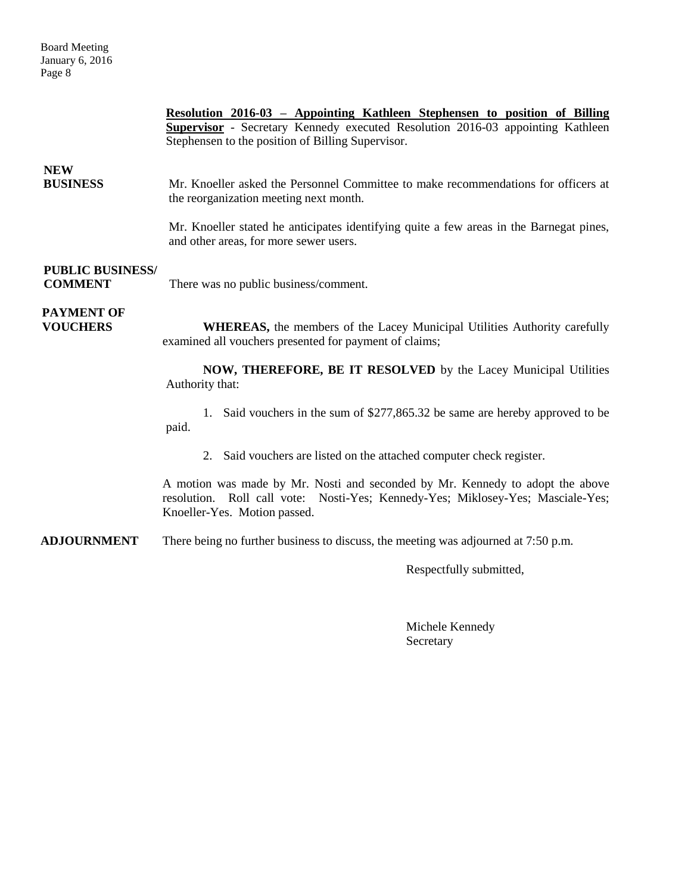**Resolution 2016-03 – Appointing Kathleen Stephensen to position of Billing Supervisor** - Secretary Kennedy executed Resolution 2016-03 appointing Kathleen Stephensen to the position of Billing Supervisor.

**NEW BUSINESS**

Mr. Knoeller asked the Personnel Committee to make recommendations for officers at the reorganization meeting next month.

Mr. Knoeller stated he anticipates identifying quite a few areas in the Barnegat pines, and other areas, for more sewer users.

**PUBLIC BUSINESS/ COMMENT**

There was no public business/comment.

**PAYMENT OF VOUCHERS**

**WHEREAS,** the members of the Lacey Municipal Utilities Authority carefully examined all vouchers presented for payment of claims;

**NOW, THEREFORE, BE IT RESOLVED** by the Lacey Municipal Utilities Authority that:

1. Said vouchers in the sum of $277,865.32 be same are hereby approved to be paid.
2. Said vouchers are listed on the attached computer check register.

A motion was made by Mr. Nosti and seconded by Mr. Kennedy to adopt the above resolution. Roll call vote: Nosti-Yes; Kennedy-Yes; Miklosey-Yes; Masciale-Yes; Knoeller-Yes. Motion passed.

**ADJOURNMENT**

There being no further business to discuss, the meeting was adjourned at 7:50 p.m.

Respectfully submitted,

Michele Kennedy
Secretary